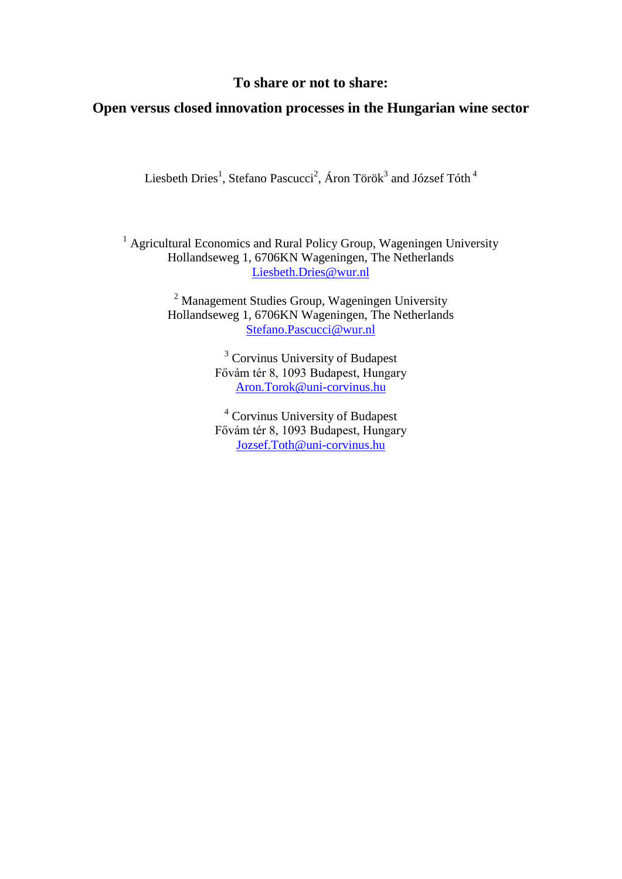# To share or not to share:

# Open versus closed innovation processes in the Hungarian wine sector

Liesbeth Dries[1], Stefano Pascucci[2], Áron Török[3] and József Tóth[4]

[1] Agricultural Economics and Rural Policy Group, Wageningen University
Hollandseweg 1, 6706KN Wageningen, The Netherlands
Liesbeth.Dries@wur.nl

[2] Management Studies Group, Wageningen University
Hollandseweg 1, 6706KN Wageningen, The Netherlands
Stefano.Pascucci@wur.nl

[3] Corvinus University of Budapest
Fővám tér 8, 1093 Budapest, Hungary
Aron.Torok@uni-corvinus.hu

[4] Corvinus University of Budapest
Fővám tér 8, 1093 Budapest, Hungary
Jozsef.Toth@uni-corvinus.hu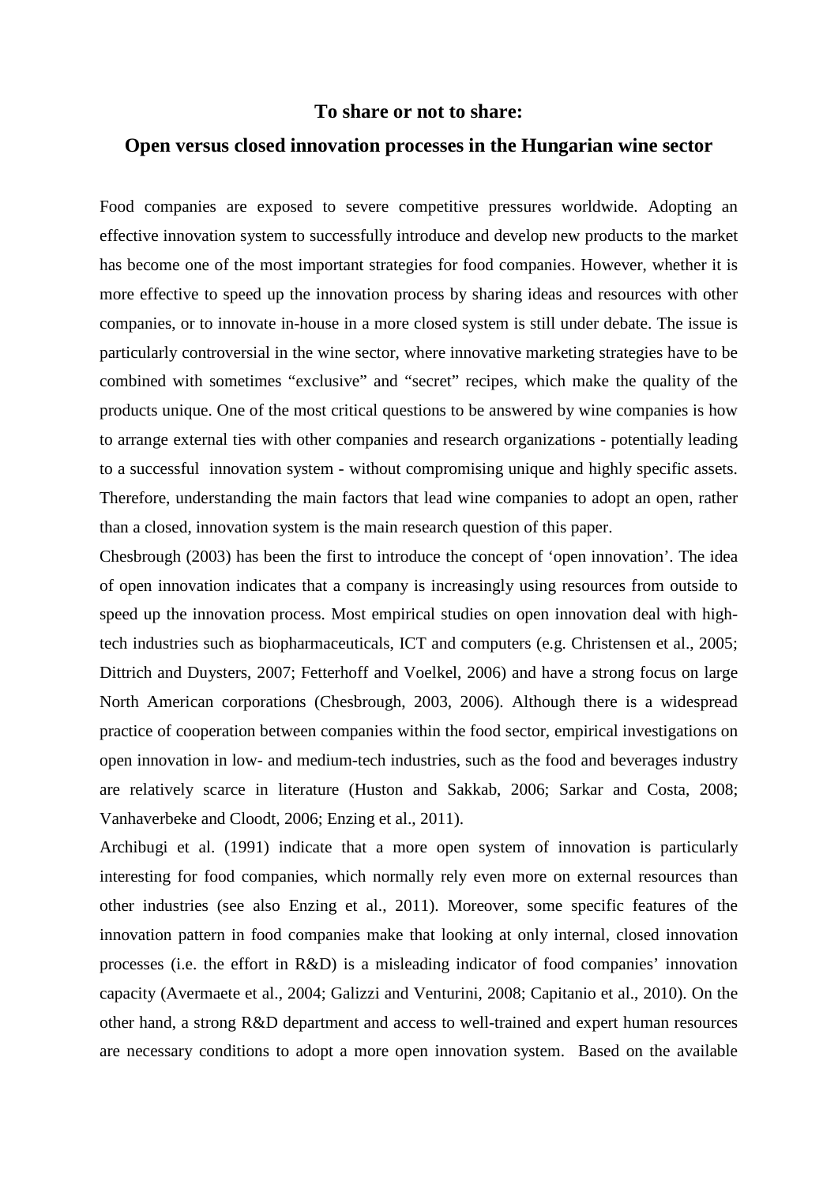## To share or not to share:
## Open versus closed innovation processes in the Hungarian wine sector

Food companies are exposed to severe competitive pressures worldwide. Adopting an effective innovation system to successfully introduce and develop new products to the market has become one of the most important strategies for food companies. However, whether it is more effective to speed up the innovation process by sharing ideas and resources with other companies, or to innovate in-house in a more closed system is still under debate. The issue is particularly controversial in the wine sector, where innovative marketing strategies have to be combined with sometimes "exclusive" and "secret" recipes, which make the quality of the products unique. One of the most critical questions to be answered by wine companies is how to arrange external ties with other companies and research organizations - potentially leading to a successful innovation system - without compromising unique and highly specific assets. Therefore, understanding the main factors that lead wine companies to adopt an open, rather than a closed, innovation system is the main research question of this paper.

Chesbrough (2003) has been the first to introduce the concept of 'open innovation'. The idea of open innovation indicates that a company is increasingly using resources from outside to speed up the innovation process. Most empirical studies on open innovation deal with high-tech industries such as biopharmaceuticals, ICT and computers (e.g. Christensen et al., 2005; Dittrich and Duysters, 2007; Fetterhoff and Voelkel, 2006) and have a strong focus on large North American corporations (Chesbrough, 2003, 2006). Although there is a widespread practice of cooperation between companies within the food sector, empirical investigations on open innovation in low- and medium-tech industries, such as the food and beverages industry are relatively scarce in literature (Huston and Sakkab, 2006; Sarkar and Costa, 2008; Vanhaverbeke and Cloodt, 2006; Enzing et al., 2011).

Archibugi et al. (1991) indicate that a more open system of innovation is particularly interesting for food companies, which normally rely even more on external resources than other industries (see also Enzing et al., 2011). Moreover, some specific features of the innovation pattern in food companies make that looking at only internal, closed innovation processes (i.e. the effort in R&D) is a misleading indicator of food companies' innovation capacity (Avermaete et al., 2004; Galizzi and Venturini, 2008; Capitanio et al., 2010). On the other hand, a strong R&D department and access to well-trained and expert human resources are necessary conditions to adopt a more open innovation system. Based on the available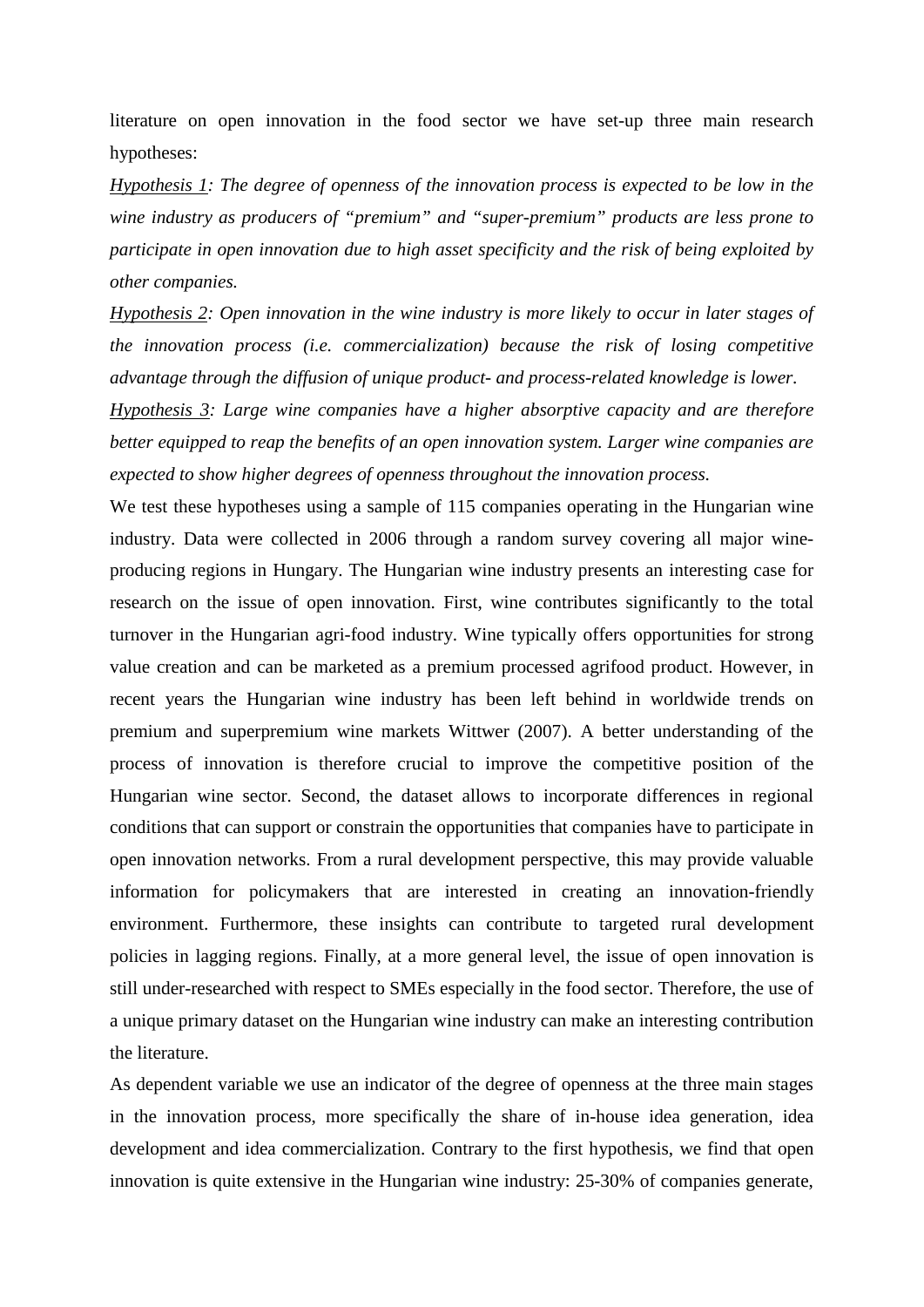literature on open innovation in the food sector we have set-up three main research hypotheses:

*Hypothesis 1: The degree of openness of the innovation process is expected to be low in the wine industry as producers of "premium" and "super-premium" products are less prone to participate in open innovation due to high asset specificity and the risk of being exploited by other companies.*

*Hypothesis 2: Open innovation in the wine industry is more likely to occur in later stages of the innovation process (i.e. commercialization) because the risk of losing competitive advantage through the diffusion of unique product- and process-related knowledge is lower.*

*Hypothesis 3: Large wine companies have a higher absorptive capacity and are therefore better equipped to reap the benefits of an open innovation system. Larger wine companies are expected to show higher degrees of openness throughout the innovation process.*

We test these hypotheses using a sample of 115 companies operating in the Hungarian wine industry. Data were collected in 2006 through a random survey covering all major wine-producing regions in Hungary. The Hungarian wine industry presents an interesting case for research on the issue of open innovation. First, wine contributes significantly to the total turnover in the Hungarian agri-food industry. Wine typically offers opportunities for strong value creation and can be marketed as a premium processed agrifood product. However, in recent years the Hungarian wine industry has been left behind in worldwide trends on premium and superpremium wine markets Wittwer (2007). A better understanding of the process of innovation is therefore crucial to improve the competitive position of the Hungarian wine sector. Second, the dataset allows to incorporate differences in regional conditions that can support or constrain the opportunities that companies have to participate in open innovation networks. From a rural development perspective, this may provide valuable information for policymakers that are interested in creating an innovation-friendly environment. Furthermore, these insights can contribute to targeted rural development policies in lagging regions. Finally, at a more general level, the issue of open innovation is still under-researched with respect to SMEs especially in the food sector. Therefore, the use of a unique primary dataset on the Hungarian wine industry can make an interesting contribution the literature.

As dependent variable we use an indicator of the degree of openness at the three main stages in the innovation process, more specifically the share of in-house idea generation, idea development and idea commercialization. Contrary to the first hypothesis, we find that open innovation is quite extensive in the Hungarian wine industry: 25-30% of companies generate,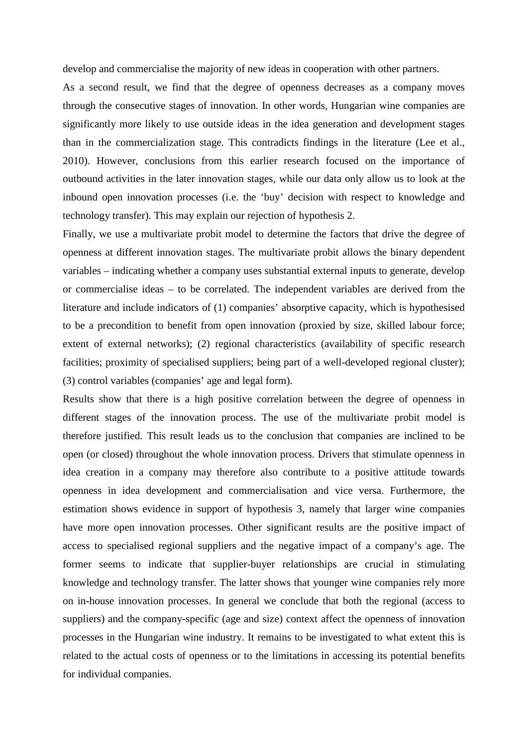develop and commercialise the majority of new ideas in cooperation with other partners.

As a second result, we find that the degree of openness decreases as a company moves through the consecutive stages of innovation. In other words, Hungarian wine companies are significantly more likely to use outside ideas in the idea generation and development stages than in the commercialization stage. This contradicts findings in the literature (Lee et al., 2010). However, conclusions from this earlier research focused on the importance of outbound activities in the later innovation stages, while our data only allow us to look at the inbound open innovation processes (i.e. the 'buy' decision with respect to knowledge and technology transfer). This may explain our rejection of hypothesis 2.

Finally, we use a multivariate probit model to determine the factors that drive the degree of openness at different innovation stages. The multivariate probit allows the binary dependent variables – indicating whether a company uses substantial external inputs to generate, develop or commercialise ideas – to be correlated. The independent variables are derived from the literature and include indicators of (1) companies' absorptive capacity, which is hypothesised to be a precondition to benefit from open innovation (proxied by size, skilled labour force; extent of external networks); (2) regional characteristics (availability of specific research facilities; proximity of specialised suppliers; being part of a well-developed regional cluster); (3) control variables (companies' age and legal form).

Results show that there is a high positive correlation between the degree of openness in different stages of the innovation process. The use of the multivariate probit model is therefore justified. This result leads us to the conclusion that companies are inclined to be open (or closed) throughout the whole innovation process. Drivers that stimulate openness in idea creation in a company may therefore also contribute to a positive attitude towards openness in idea development and commercialisation and vice versa. Furthermore, the estimation shows evidence in support of hypothesis 3, namely that larger wine companies have more open innovation processes. Other significant results are the positive impact of access to specialised regional suppliers and the negative impact of a company's age. The former seems to indicate that supplier-buyer relationships are crucial in stimulating knowledge and technology transfer. The latter shows that younger wine companies rely more on in-house innovation processes. In general we conclude that both the regional (access to suppliers) and the company-specific (age and size) context affect the openness of innovation processes in the Hungarian wine industry. It remains to be investigated to what extent this is related to the actual costs of openness or to the limitations in accessing its potential benefits for individual companies.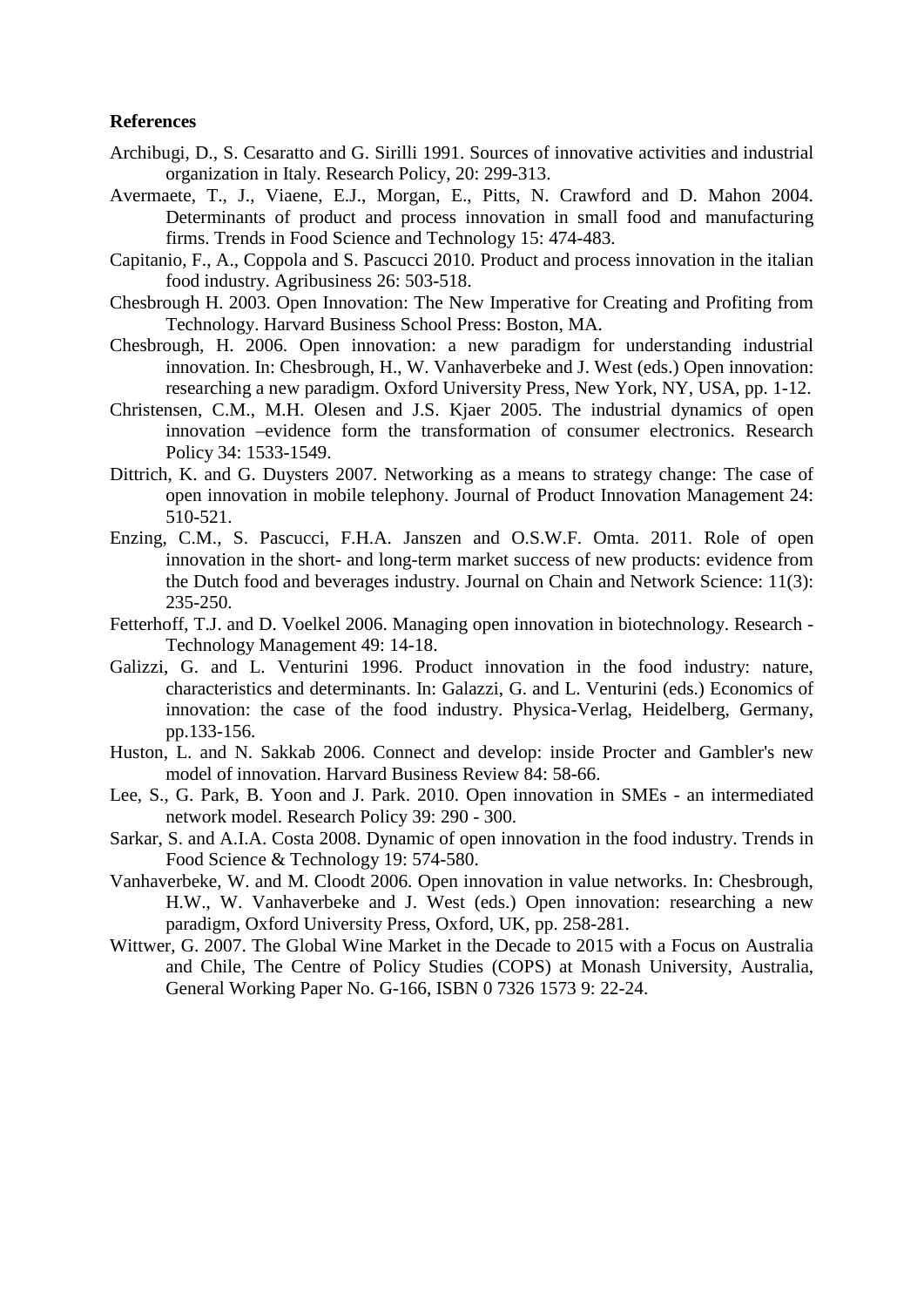**References**

Archibugi, D., S. Cesaratto and G. Sirilli 1991. Sources of innovative activities and industrial organization in Italy. Research Policy, 20: 299-313.

Avermaete, T., J., Viaene, E.J., Morgan, E., Pitts, N. Crawford and D. Mahon 2004. Determinants of product and process innovation in small food and manufacturing firms. Trends in Food Science and Technology 15: 474-483.

Capitanio, F., A., Coppola and S. Pascucci 2010. Product and process innovation in the italian food industry. Agribusiness 26: 503-518.

Chesbrough H. 2003. Open Innovation: The New Imperative for Creating and Profiting from Technology. Harvard Business School Press: Boston, MA.

Chesbrough, H. 2006. Open innovation: a new paradigm for understanding industrial innovation. In: Chesbrough, H., W. Vanhaverbeke and J. West (eds.) Open innovation: researching a new paradigm. Oxford University Press, New York, NY, USA, pp. 1-12.

Christensen, C.M., M.H. Olesen and J.S. Kjaer 2005. The industrial dynamics of open innovation –evidence form the transformation of consumer electronics. Research Policy 34: 1533-1549.

Dittrich, K. and G. Duysters 2007. Networking as a means to strategy change: The case of open innovation in mobile telephony. Journal of Product Innovation Management 24: 510-521.

Enzing, C.M., S. Pascucci, F.H.A. Janszen and O.S.W.F. Omta. 2011. Role of open innovation in the short- and long-term market success of new products: evidence from the Dutch food and beverages industry. Journal on Chain and Network Science: 11(3): 235-250.

Fetterhoff, T.J. and D. Voelkel 2006. Managing open innovation in biotechnology. Research - Technology Management 49: 14-18.

Galizzi, G. and L. Venturini 1996. Product innovation in the food industry: nature, characteristics and determinants. In: Galazzi, G. and L. Venturini (eds.) Economics of innovation: the case of the food industry. Physica-Verlag, Heidelberg, Germany, pp.133-156.

Huston, L. and N. Sakkab 2006. Connect and develop: inside Procter and Gambler's new model of innovation. Harvard Business Review 84: 58-66.

Lee, S., G. Park, B. Yoon and J. Park. 2010. Open innovation in SMEs - an intermediated network model. Research Policy 39: 290 - 300.

Sarkar, S. and A.I.A. Costa 2008. Dynamic of open innovation in the food industry. Trends in Food Science & Technology 19: 574-580.

Vanhaverbeke, W. and M. Cloodt 2006. Open innovation in value networks. In: Chesbrough, H.W., W. Vanhaverbeke and J. West (eds.) Open innovation: researching a new paradigm, Oxford University Press, Oxford, UK, pp. 258-281.

Wittwer, G. 2007. The Global Wine Market in the Decade to 2015 with a Focus on Australia and Chile, The Centre of Policy Studies (COPS) at Monash University, Australia, General Working Paper No. G-166, ISBN 0 7326 1573 9: 22-24.